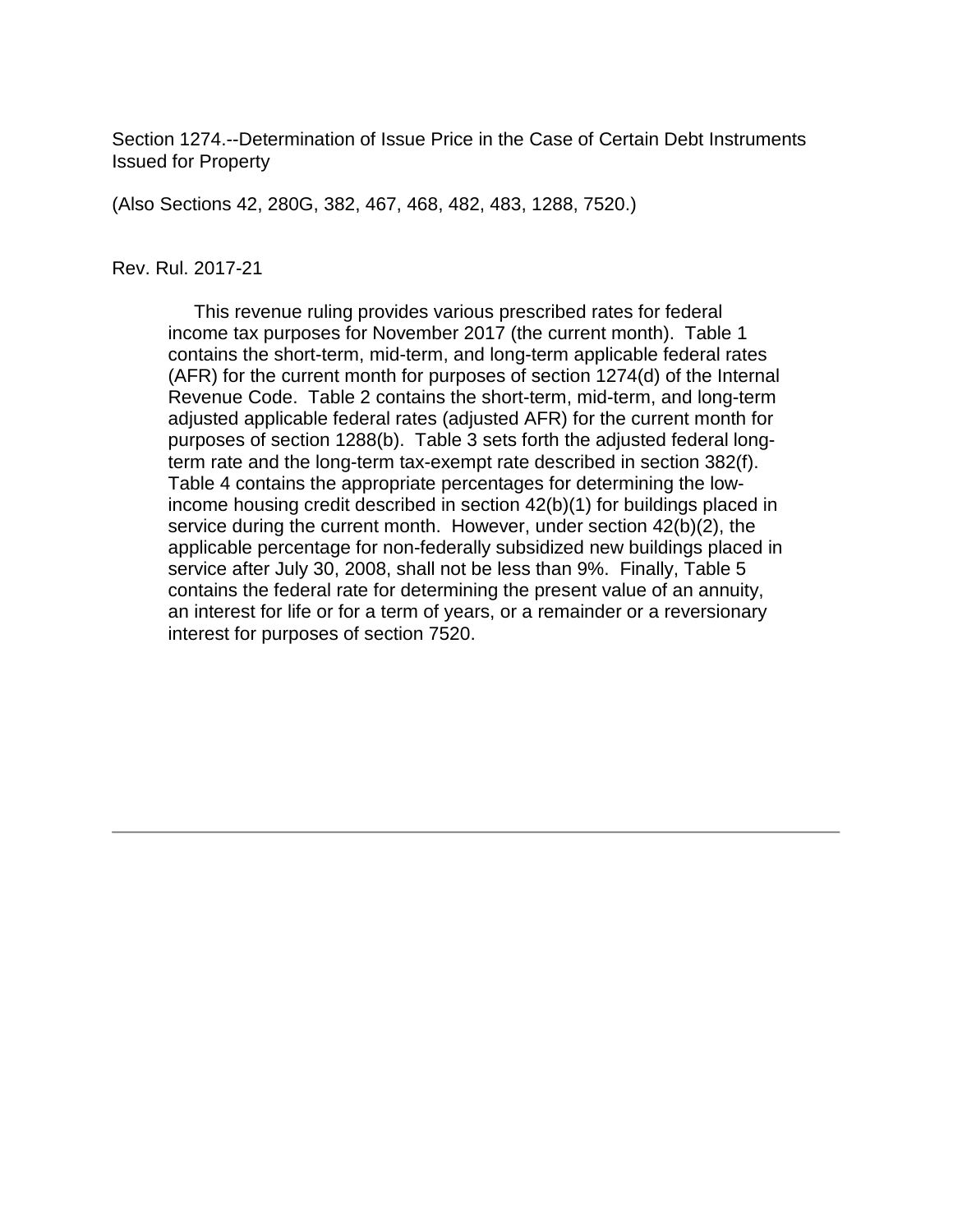Section 1274.--Determination of Issue Price in the Case of Certain Debt Instruments Issued for Property

(Also Sections 42, 280G, 382, 467, 468, 482, 483, 1288, 7520.)

Rev. Rul. 2017-21

This revenue ruling provides various prescribed rates for federal income tax purposes for November 2017 (the current month). Table 1 contains the short-term, mid-term, and long-term applicable federal rates (AFR) for the current month for purposes of section 1274(d) of the Internal Revenue Code. Table 2 contains the short-term, mid-term, and long-term adjusted applicable federal rates (adjusted AFR) for the current month for purposes of section 1288(b). Table 3 sets forth the adjusted federal long-term rate and the long-term tax-exempt rate described in section 382(f). Table 4 contains the appropriate percentages for determining the low-income housing credit described in section 42(b)(1) for buildings placed in service during the current month. However, under section 42(b)(2), the applicable percentage for non-federally subsidized new buildings placed in service after July 30, 2008, shall not be less than 9%. Finally, Table 5 contains the federal rate for determining the present value of an annuity, an interest for life or for a term of years, or a remainder or a reversionary interest for purposes of section 7520.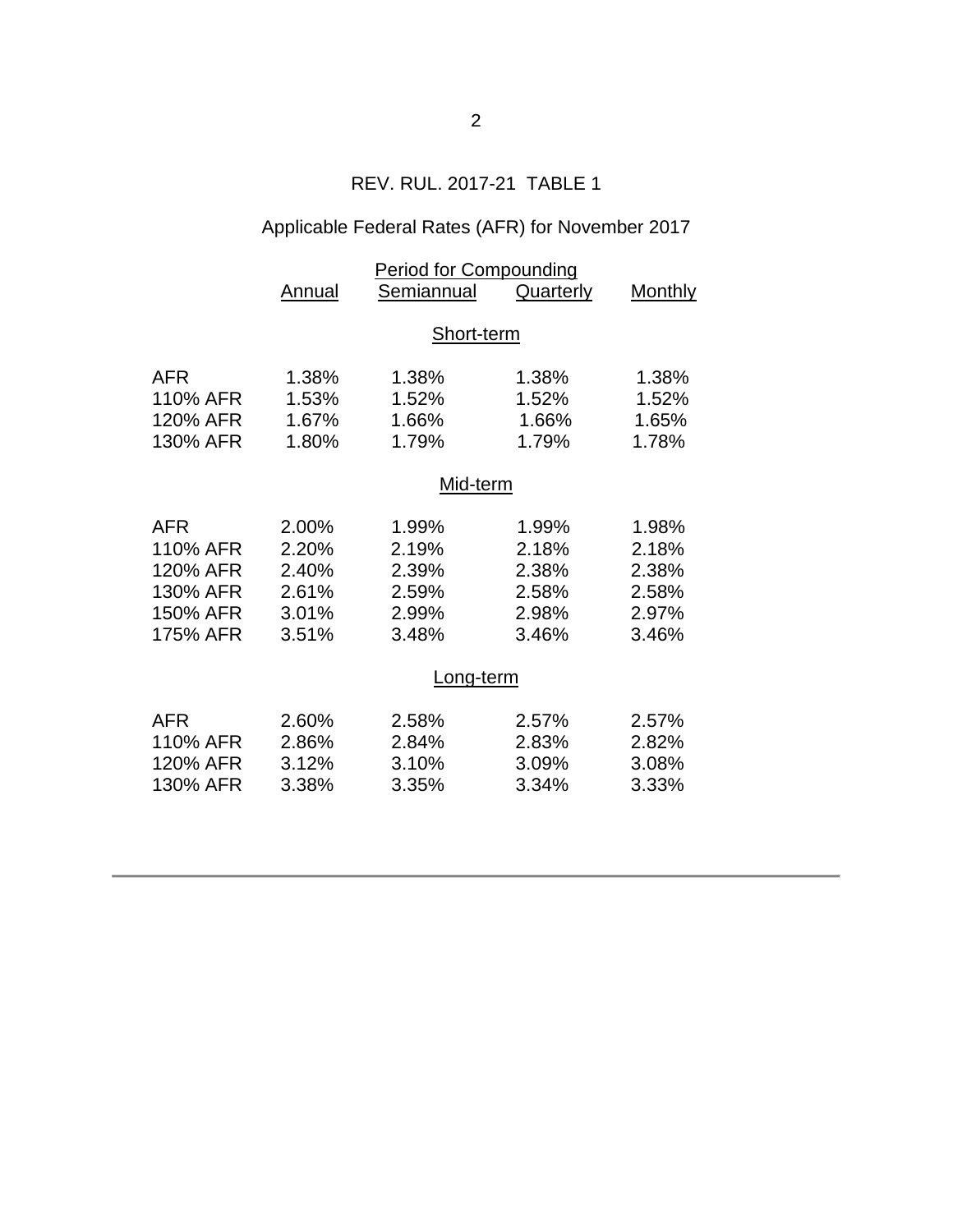REV. RUL. 2017-21 TABLE 1

Applicable Federal Rates (AFR) for November 2017

| | Period for Compounding | | | |
|---|---|---|---|---|
| | Annual | Semiannual | Quarterly | Monthly |
| | | **Short-term** | | |
| AFR | 1.38% | 1.38% | 1.38% | 1.38% |
| 110% AFR | 1.53% | 1.52% | 1.52% | 1.52% |
| 120% AFR | 1.67% | 1.66% | 1.66% | 1.65% |
| 130% AFR | 1.80% | 1.79% | 1.79% | 1.78% |
| | | **Mid-term** | | |
| AFR | 2.00% | 1.99% | 1.99% | 1.98% |
| 110% AFR | 2.20% | 2.19% | 2.18% | 2.18% |
| 120% AFR | 2.40% | 2.39% | 2.38% | 2.38% |
| 130% AFR | 2.61% | 2.59% | 2.58% | 2.58% |
| 150% AFR | 3.01% | 2.99% | 2.98% | 2.97% |
| 175% AFR | 3.51% | 3.48% | 3.46% | 3.46% |
| | | **Long-term** | | |
| AFR | 2.60% | 2.58% | 2.57% | 2.57% |
| 110% AFR | 2.86% | 2.84% | 2.83% | 2.82% |
| 120% AFR | 3.12% | 3.10% | 3.09% | 3.08% |
| 130% AFR | 3.38% | 3.35% | 3.34% | 3.33% |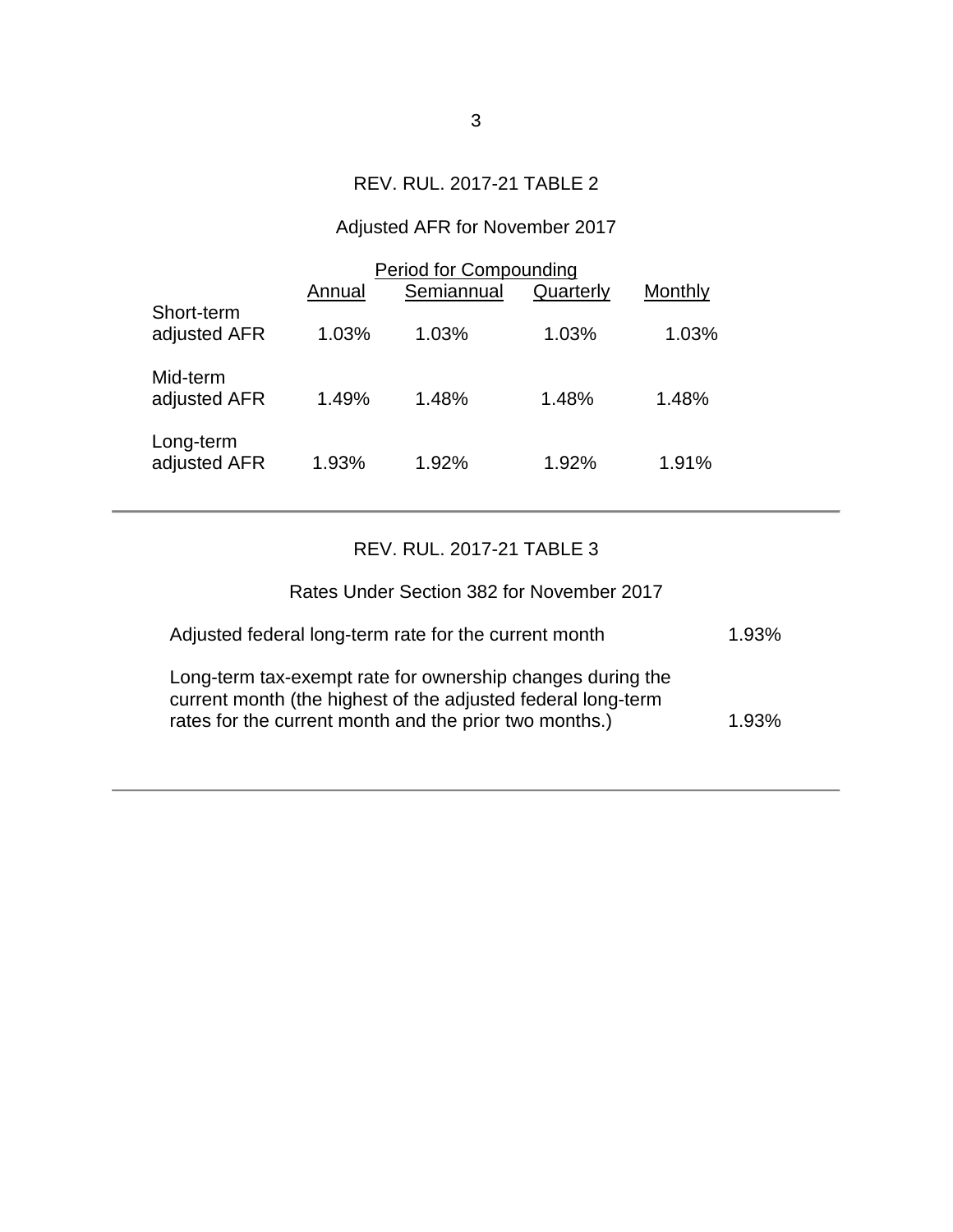## REV. RUL. 2017-21 TABLE 2

Adjusted AFR for November 2017

| | Period for Compounding | | | |
|---|---|---|---|---|
| | Annual | Semiannual | Quarterly | Monthly |
| Short-term adjusted AFR | 1.03% | 1.03% | 1.03% | 1.03% |
| Mid-term adjusted AFR | 1.49% | 1.48% | 1.48% | 1.48% |
| Long-term adjusted AFR | 1.93% | 1.92% | 1.92% | 1.91% |

---

## REV. RUL. 2017-21 TABLE 3

Rates Under Section 382 for November 2017

| | |
|---|---|
| Adjusted federal long-term rate for the current month | 1.93% |
| Long-term tax-exempt rate for ownership changes during the current month (the highest of the adjusted federal long-term rates for the current month and the prior two months.) | 1.93% |

---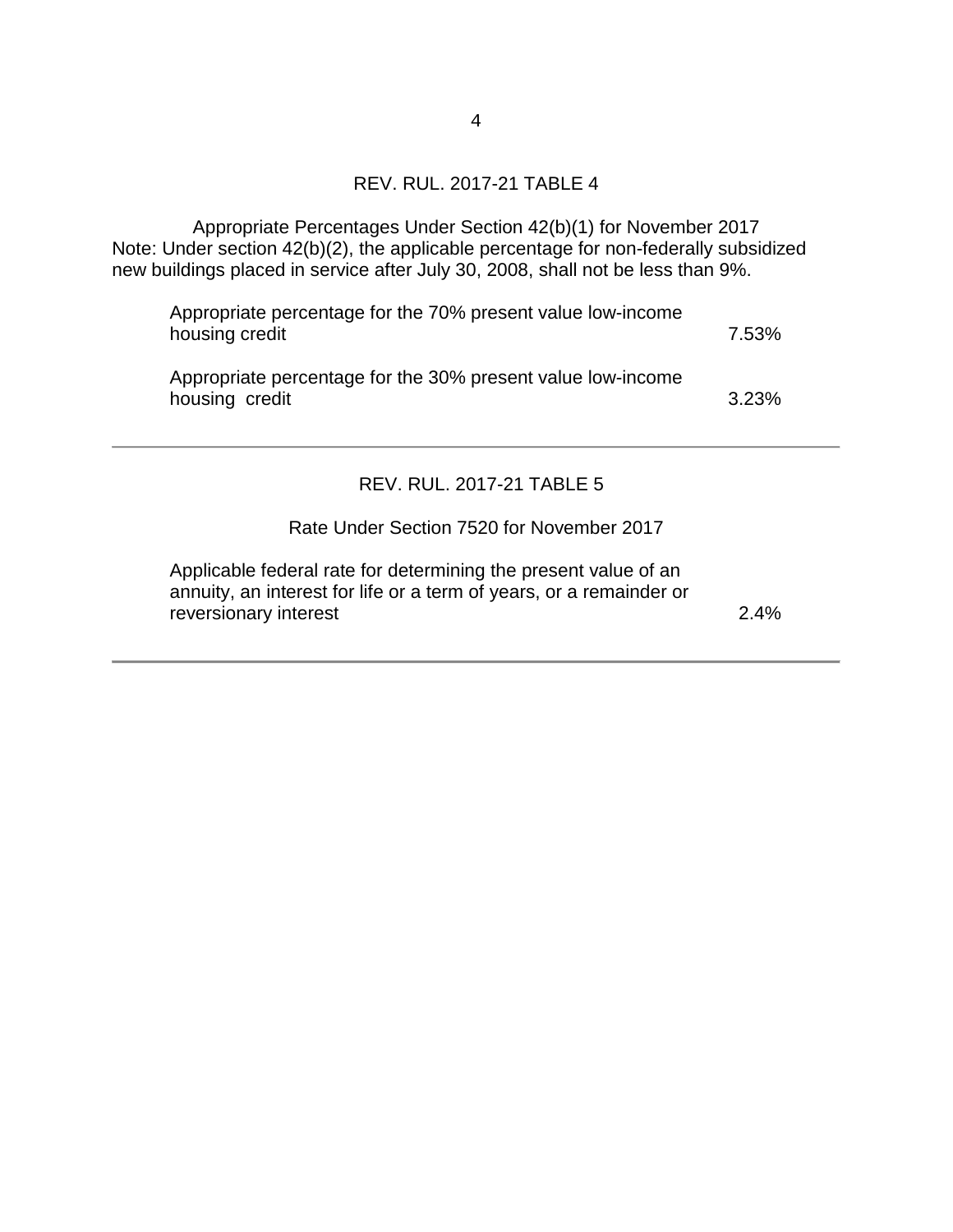## REV. RUL. 2017-21 TABLE 4

Appropriate Percentages Under Section 42(b)(1) for November 2017
Note: Under section 42(b)(2), the applicable percentage for non-federally subsidized new buildings placed in service after July 30, 2008, shall not be less than 9%.

| | |
|---|---|
| Appropriate percentage for the 70% present value low-income housing credit | 7.53% |
| Appropriate percentage for the 30% present value low-income housing credit | 3.23% |

---

## REV. RUL. 2017-21 TABLE 5

Rate Under Section 7520 for November 2017

| | |
|---|---|
| Applicable federal rate for determining the present value of an annuity, an interest for life or a term of years, or a remainder or reversionary interest | 2.4% |

---